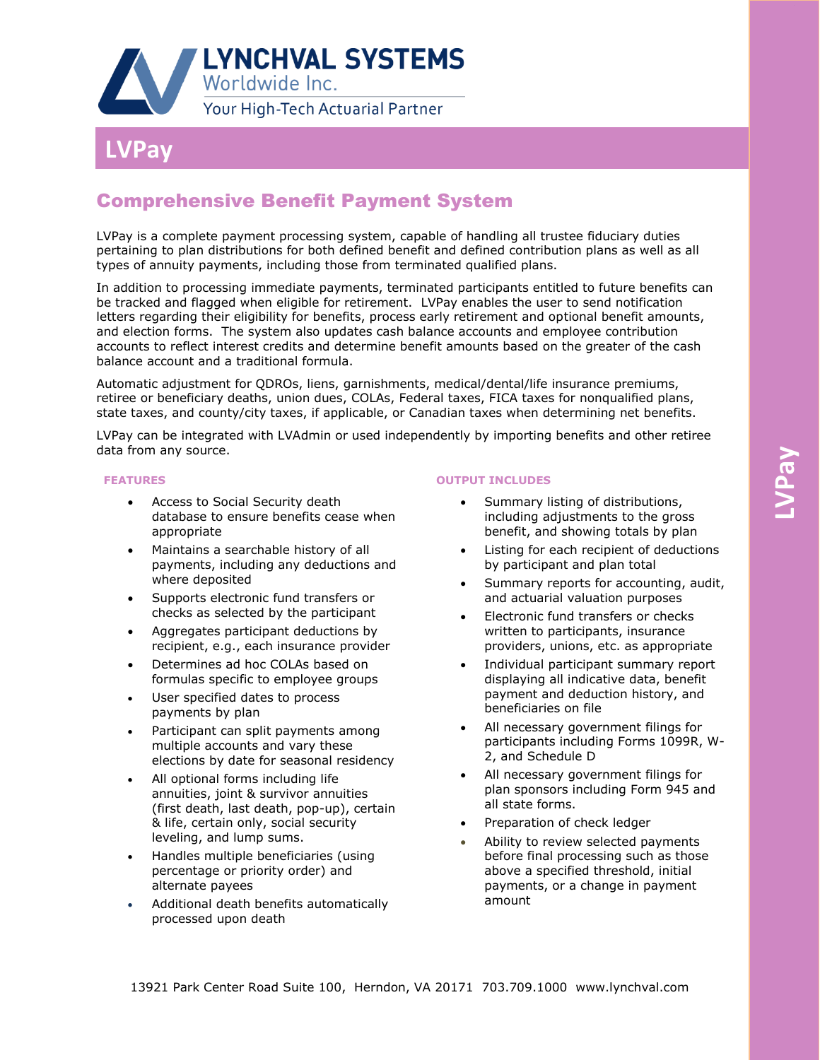LYNCHVAL SYSTEMS
Worldwide Inc.
Your High-Tech Actuarial Partner

# LVPay

## Comprehensive Benefit Payment System

LVPay is a complete payment processing system, capable of handling all trustee fiduciary duties pertaining to plan distributions for both defined benefit and defined contribution plans as well as all types of annuity payments, including those from terminated qualified plans.

In addition to processing immediate payments, terminated participants entitled to future benefits can be tracked and flagged when eligible for retirement. LVPay enables the user to send notification letters regarding their eligibility for benefits, process early retirement and optional benefit amounts, and election forms. The system also updates cash balance accounts and employee contribution accounts to reflect interest credits and determine benefit amounts based on the greater of the cash balance account and a traditional formula.

Automatic adjustment for QDROs, liens, garnishments, medical/dental/life insurance premiums, retiree or beneficiary deaths, union dues, COLAs, Federal taxes, FICA taxes for nonqualified plans, state taxes, and county/city taxes, if applicable, or Canadian taxes when determining net benefits.

LVPay can be integrated with LVAdmin or used independently by importing benefits and other retiree data from any source.

### FEATURES

- Access to Social Security death database to ensure benefits cease when appropriate
- Maintains a searchable history of all payments, including any deductions and where deposited
- Supports electronic fund transfers or checks as selected by the participant
- Aggregates participant deductions by recipient, e.g., each insurance provider
- Determines ad hoc COLAs based on formulas specific to employee groups
- User specified dates to process payments by plan
- Participant can split payments among multiple accounts and vary these elections by date for seasonal residency
- All optional forms including life annuities, joint & survivor annuities (first death, last death, pop-up), certain & life, certain only, social security leveling, and lump sums.
- Handles multiple beneficiaries (using percentage or priority order) and alternate payees
- Additional death benefits automatically processed upon death

### OUTPUT INCLUDES

- Summary listing of distributions, including adjustments to the gross benefit, and showing totals by plan
- Listing for each recipient of deductions by participant and plan total
- Summary reports for accounting, audit, and actuarial valuation purposes
- Electronic fund transfers or checks written to participants, insurance providers, unions, etc. as appropriate
- Individual participant summary report displaying all indicative data, benefit payment and deduction history, and beneficiaries on file
- All necessary government filings for participants including Forms 1099R, W-2, and Schedule D
- All necessary government filings for plan sponsors including Form 945 and all state forms.
- Preparation of check ledger
- Ability to review selected payments before final processing such as those above a specified threshold, initial payments, or a change in payment amount

13921 Park Center Road Suite 100, Herndon, VA 20171 703.709.1000 www.lynchval.com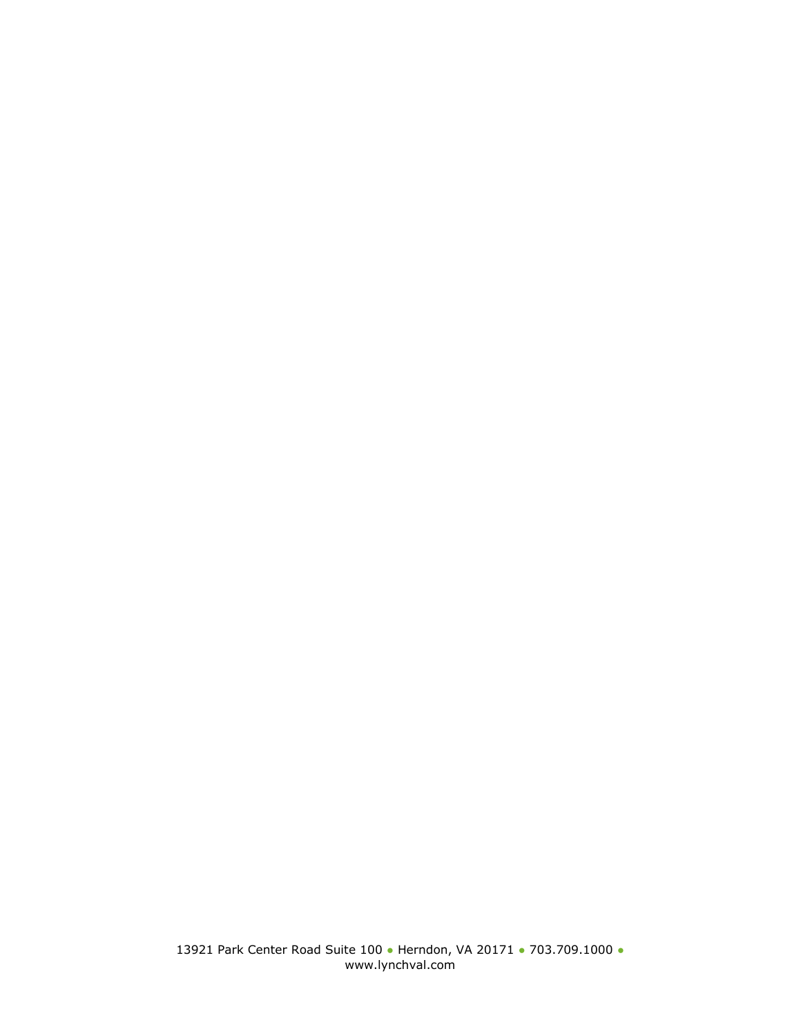13921 Park Center Road Suite 100 • Herndon, VA 20171 • 703.709.1000 •
www.lynchval.com